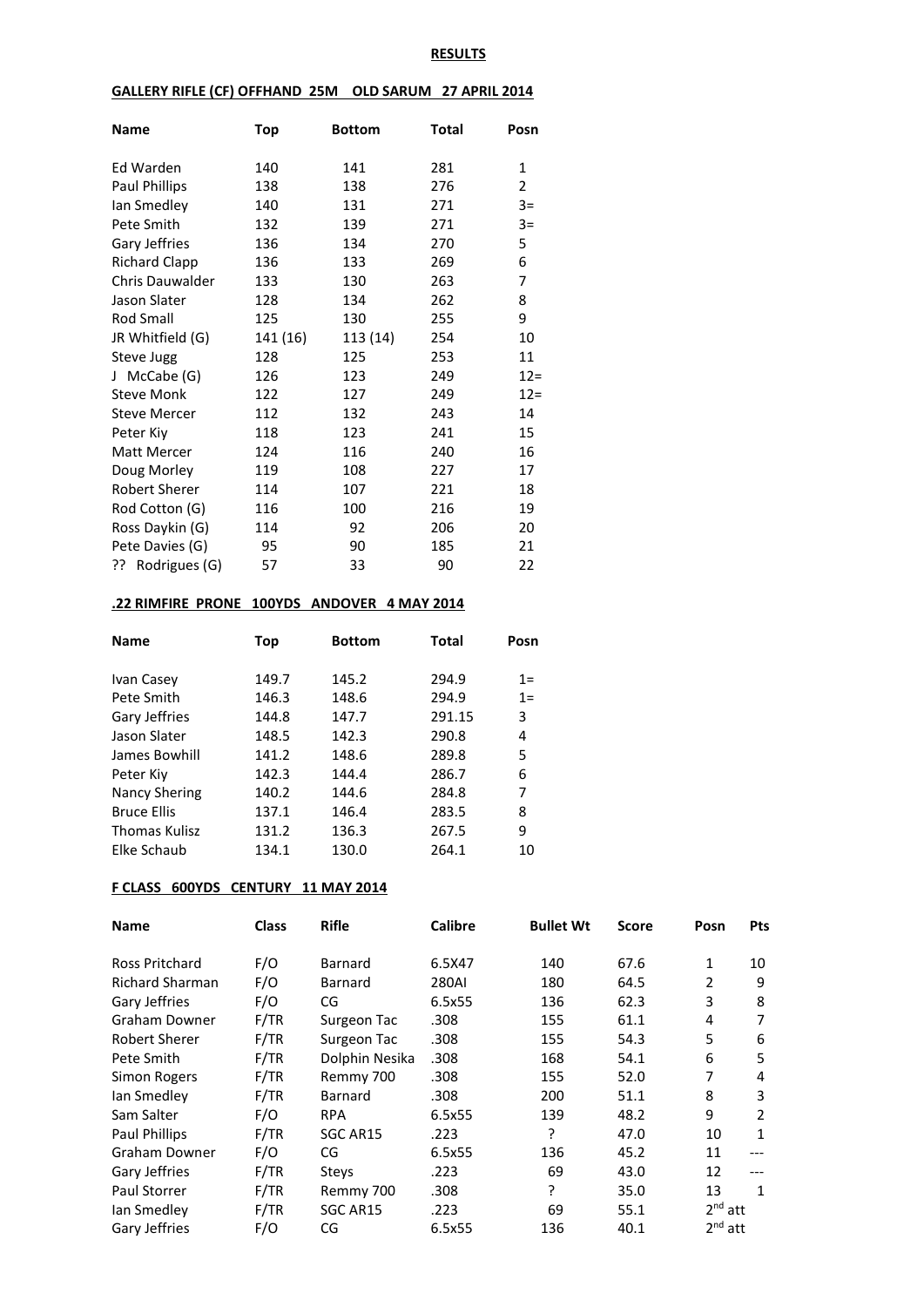**RESULTS**

**GALLERY RIFLE (CF) OFFHAND 25M OLD SARUM 27 APRIL 2014**

| Name | Top | Bottom | Total | Posn |
|---|---|---|---|---|
| Ed Warden | 140 | 141 | 281 | 1 |
| Paul Phillips | 138 | 138 | 276 | 2 |
| Ian Smedley | 140 | 131 | 271 | 3= |
| Pete Smith | 132 | 139 | 271 | 3= |
| Gary Jeffries | 136 | 134 | 270 | 5 |
| Richard Clapp | 136 | 133 | 269 | 6 |
| Chris Dauwalder | 133 | 130 | 263 | 7 |
| Jason Slater | 128 | 134 | 262 | 8 |
| Rod Small | 125 | 130 | 255 | 9 |
| JR Whitfield (G) | 141 (16) | 113 (14) | 254 | 10 |
| Steve Jugg | 128 | 125 | 253 | 11 |
| J McCabe (G) | 126 | 123 | 249 | 12= |
| Steve Monk | 122 | 127 | 249 | 12= |
| Steve Mercer | 112 | 132 | 243 | 14 |
| Peter Kiy | 118 | 123 | 241 | 15 |
| Matt Mercer | 124 | 116 | 240 | 16 |
| Doug Morley | 119 | 108 | 227 | 17 |
| Robert Sherer | 114 | 107 | 221 | 18 |
| Rod Cotton (G) | 116 | 100 | 216 | 19 |
| Ross Daykin (G) | 114 | 92 | 206 | 20 |
| Pete Davies (G) | 95 | 90 | 185 | 21 |
| ?? Rodrigues (G) | 57 | 33 | 90 | 22 |

**.22 RIMFIRE PRONE 100YDS ANDOVER 4 MAY 2014**

| Name | Top | Bottom | Total | Posn |
|---|---|---|---|---|
| Ivan Casey | 149.7 | 145.2 | 294.9 | 1= |
| Pete Smith | 146.3 | 148.6 | 294.9 | 1= |
| Gary Jeffries | 144.8 | 147.7 | 291.15 | 3 |
| Jason Slater | 148.5 | 142.3 | 290.8 | 4 |
| James Bowhill | 141.2 | 148.6 | 289.8 | 5 |
| Peter Kiy | 142.3 | 144.4 | 286.7 | 6 |
| Nancy Shering | 140.2 | 144.6 | 284.8 | 7 |
| Bruce Ellis | 137.1 | 146.4 | 283.5 | 8 |
| Thomas Kulisz | 131.2 | 136.3 | 267.5 | 9 |
| Elke Schaub | 134.1 | 130.0 | 264.1 | 10 |

**F CLASS 600YDS CENTURY 11 MAY 2014**

| Name | Class | Rifle | Calibre | Bullet Wt | Score | Posn | Pts |
|---|---|---|---|---|---|---|---|
| Ross Pritchard | F/O | Barnard | 6.5X47 | 140 | 67.6 | 1 | 10 |
| Richard Sharman | F/O | Barnard | 280AI | 180 | 64.5 | 2 | 9 |
| Gary Jeffries | F/O | CG | 6.5x55 | 136 | 62.3 | 3 | 8 |
| Graham Downer | F/TR | Surgeon Tac | .308 | 155 | 61.1 | 4 | 7 |
| Robert Sherer | F/TR | Surgeon Tac | .308 | 155 | 54.3 | 5 | 6 |
| Pete Smith | F/TR | Dolphin Nesika | .308 | 168 | 54.1 | 6 | 5 |
| Simon Rogers | F/TR | Remmy 700 | .308 | 155 | 52.0 | 7 | 4 |
| Ian Smedley | F/TR | Barnard | .308 | 200 | 51.1 | 8 | 3 |
| Sam Salter | F/O | RPA | 6.5x55 | 139 | 48.2 | 9 | 2 |
| Paul Phillips | F/TR | SGC AR15 | .223 | ? | 47.0 | 10 | 1 |
| Graham Downer | F/O | CG | 6.5x55 | 136 | 45.2 | 11 | --- |
| Gary Jeffries | F/TR | Steys | .223 | 69 | 43.0 | 12 | --- |
| Paul Storrer | F/TR | Remmy 700 | .308 | ? | 35.0 | 13 | 1 |
| Ian Smedley | F/TR | SGC AR15 | .223 | 69 | 55.1 | 2nd att | |
| Gary Jeffries | F/O | CG | 6.5x55 | 136 | 40.1 | 2nd att | |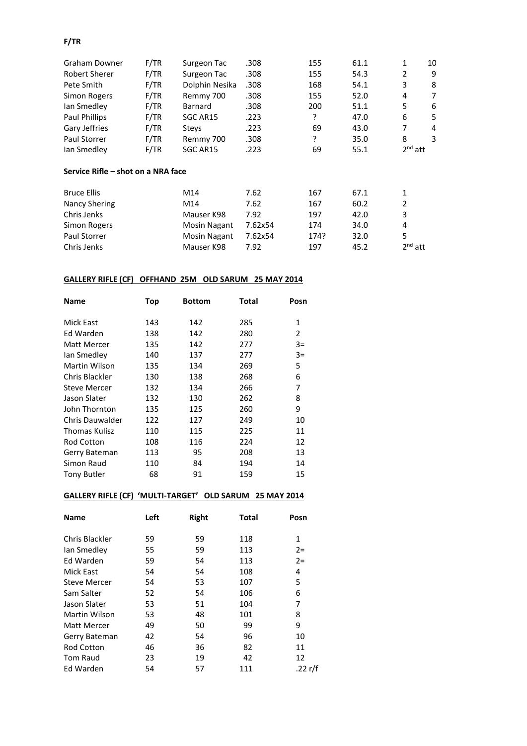**F/TR**

| | | | | | | | |
|---|---|---|---|---|---|---|---|
| Graham Downer | F/TR | Surgeon Tac | .308 | 155 | 61.1 | 1 | 10 |
| Robert Sherer | F/TR | Surgeon Tac | .308 | 155 | 54.3 | 2 | 9 |
| Pete Smith | F/TR | Dolphin Nesika | .308 | 168 | 54.1 | 3 | 8 |
| Simon Rogers | F/TR | Remmy 700 | .308 | 155 | 52.0 | 4 | 7 |
| Ian Smedley | F/TR | Barnard | .308 | 200 | 51.1 | 5 | 6 |
| Paul Phillips | F/TR | SGC AR15 | .223 | ? | 47.0 | 6 | 5 |
| Gary Jeffries | F/TR | Steys | .223 | 69 | 43.0 | 7 | 4 |
| Paul Storrer | F/TR | Remmy 700 | .308 | ? | 35.0 | 8 | 3 |
| Ian Smedley | F/TR | SGC AR15 | .223 | 69 | 55.1 | 2nd att | |

**Service Rifle – shot on a NRA face**

| | | | | | |
|---|---|---|---|---|---|
| Bruce Ellis | M14 | 7.62 | 167 | 67.1 | 1 |
| Nancy Shering | M14 | 7.62 | 167 | 60.2 | 2 |
| Chris Jenks | Mauser K98 | 7.92 | 197 | 42.0 | 3 |
| Simon Rogers | Mosin Nagant | 7.62x54 | 174 | 34.0 | 4 |
| Paul Storrer | Mosin Nagant | 7.62x54 | 174? | 32.0 | 5 |
| Chris Jenks | Mauser K98 | 7.92 | 197 | 45.2 | 2nd att |

**GALLERY RIFLE (CF) OFFHAND 25M OLD SARUM 25 MAY 2014**

| Name | Top | Bottom | Total | Posn |
|---|---|---|---|---|
| Mick East | 143 | 142 | 285 | 1 |
| Ed Warden | 138 | 142 | 280 | 2 |
| Matt Mercer | 135 | 142 | 277 | 3= |
| Ian Smedley | 140 | 137 | 277 | 3= |
| Martin Wilson | 135 | 134 | 269 | 5 |
| Chris Blackler | 130 | 138 | 268 | 6 |
| Steve Mercer | 132 | 134 | 266 | 7 |
| Jason Slater | 132 | 130 | 262 | 8 |
| John Thornton | 135 | 125 | 260 | 9 |
| Chris Dauwalder | 122 | 127 | 249 | 10 |
| Thomas Kulisz | 110 | 115 | 225 | 11 |
| Rod Cotton | 108 | 116 | 224 | 12 |
| Gerry Bateman | 113 | 95 | 208 | 13 |
| Simon Raud | 110 | 84 | 194 | 14 |
| Tony Butler | 68 | 91 | 159 | 15 |

**GALLERY RIFLE (CF) 'MULTI-TARGET' OLD SARUM 25 MAY 2014**

| Name | Left | Right | Total | Posn |
|---|---|---|---|---|
| Chris Blackler | 59 | 59 | 118 | 1 |
| Ian Smedley | 55 | 59 | 113 | 2= |
| Ed Warden | 59 | 54 | 113 | 2= |
| Mick East | 54 | 54 | 108 | 4 |
| Steve Mercer | 54 | 53 | 107 | 5 |
| Sam Salter | 52 | 54 | 106 | 6 |
| Jason Slater | 53 | 51 | 104 | 7 |
| Martin Wilson | 53 | 48 | 101 | 8 |
| Matt Mercer | 49 | 50 | 99 | 9 |
| Gerry Bateman | 42 | 54 | 96 | 10 |
| Rod Cotton | 46 | 36 | 82 | 11 |
| Tom Raud | 23 | 19 | 42 | 12 |
| Ed Warden | 54 | 57 | 111 | .22 r/f |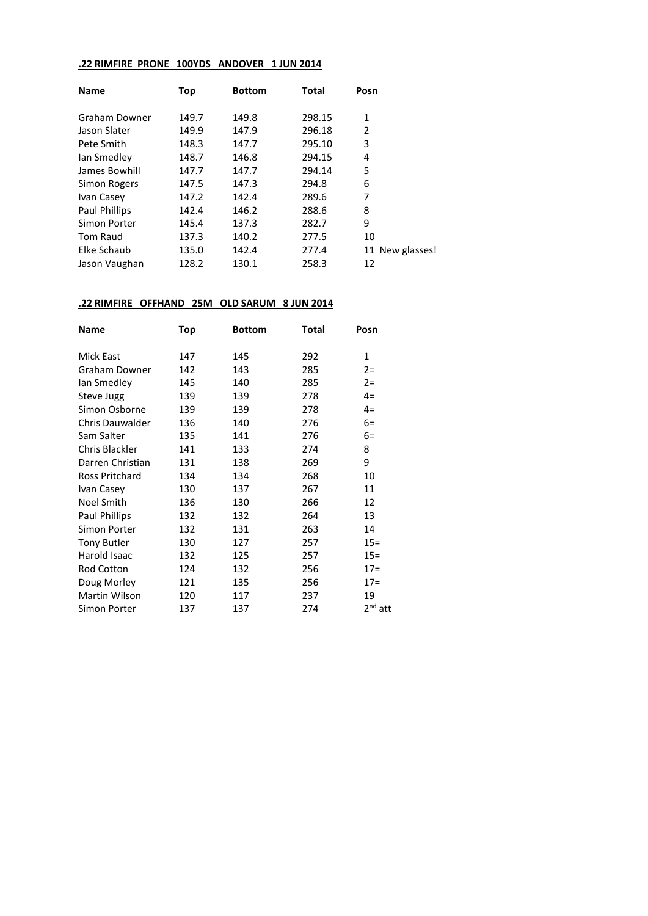**.22 RIMFIRE PRONE 100YDS ANDOVER 1 JUN 2014**

| Name | Top | Bottom | Total | Posn |
|---|---|---|---|---|
| Graham Downer | 149.7 | 149.8 | 298.15 | 1 |
| Jason Slater | 149.9 | 147.9 | 296.18 | 2 |
| Pete Smith | 148.3 | 147.7 | 295.10 | 3 |
| Ian Smedley | 148.7 | 146.8 | 294.15 | 4 |
| James Bowhill | 147.7 | 147.7 | 294.14 | 5 |
| Simon Rogers | 147.5 | 147.3 | 294.8 | 6 |
| Ivan Casey | 147.2 | 142.4 | 289.6 | 7 |
| Paul Phillips | 142.4 | 146.2 | 288.6 | 8 |
| Simon Porter | 145.4 | 137.3 | 282.7 | 9 |
| Tom Raud | 137.3 | 140.2 | 277.5 | 10 |
| Elke Schaub | 135.0 | 142.4 | 277.4 | 11 New glasses! |
| Jason Vaughan | 128.2 | 130.1 | 258.3 | 12 |

**.22 RIMFIRE OFFHAND 25M OLD SARUM 8 JUN 2014**

| Name | Top | Bottom | Total | Posn |
|---|---|---|---|---|
| Mick East | 147 | 145 | 292 | 1 |
| Graham Downer | 142 | 143 | 285 | 2= |
| Ian Smedley | 145 | 140 | 285 | 2= |
| Steve Jugg | 139 | 139 | 278 | 4= |
| Simon Osborne | 139 | 139 | 278 | 4= |
| Chris Dauwalder | 136 | 140 | 276 | 6= |
| Sam Salter | 135 | 141 | 276 | 6= |
| Chris Blackler | 141 | 133 | 274 | 8 |
| Darren Christian | 131 | 138 | 269 | 9 |
| Ross Pritchard | 134 | 134 | 268 | 10 |
| Ivan Casey | 130 | 137 | 267 | 11 |
| Noel Smith | 136 | 130 | 266 | 12 |
| Paul Phillips | 132 | 132 | 264 | 13 |
| Simon Porter | 132 | 131 | 263 | 14 |
| Tony Butler | 130 | 127 | 257 | 15= |
| Harold Isaac | 132 | 125 | 257 | 15= |
| Rod Cotton | 124 | 132 | 256 | 17= |
| Doug Morley | 121 | 135 | 256 | 17= |
| Martin Wilson | 120 | 117 | 237 | 19 |
| Simon Porter | 137 | 137 | 274 | 2nd att |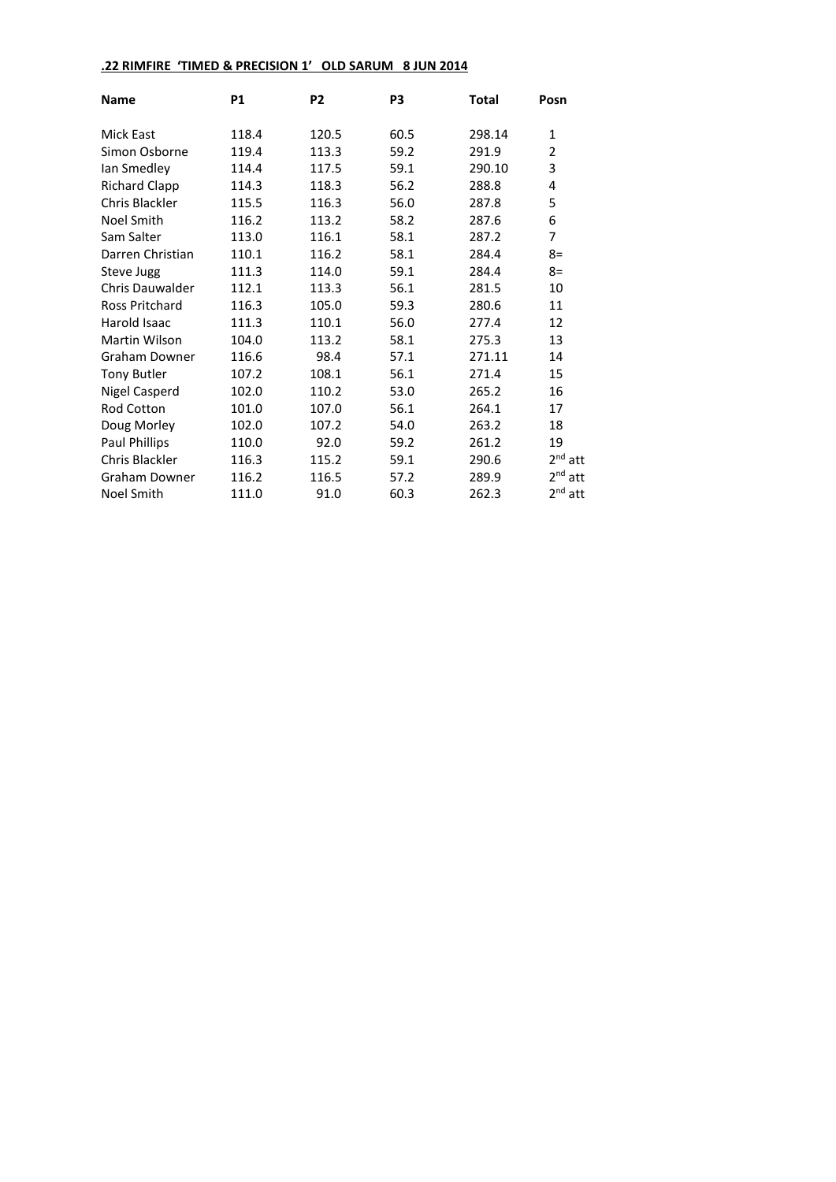**.22 RIMFIRE 'TIMED & PRECISION 1' OLD SARUM 8 JUN 2014**

| Name | P1 | P2 | P3 | Total | Posn |
|---|---|---|---|---|---|
| Mick East | 118.4 | 120.5 | 60.5 | 298.14 | 1 |
| Simon Osborne | 119.4 | 113.3 | 59.2 | 291.9 | 2 |
| Ian Smedley | 114.4 | 117.5 | 59.1 | 290.10 | 3 |
| Richard Clapp | 114.3 | 118.3 | 56.2 | 288.8 | 4 |
| Chris Blackler | 115.5 | 116.3 | 56.0 | 287.8 | 5 |
| Noel Smith | 116.2 | 113.2 | 58.2 | 287.6 | 6 |
| Sam Salter | 113.0 | 116.1 | 58.1 | 287.2 | 7 |
| Darren Christian | 110.1 | 116.2 | 58.1 | 284.4 | 8= |
| Steve Jugg | 111.3 | 114.0 | 59.1 | 284.4 | 8= |
| Chris Dauwalder | 112.1 | 113.3 | 56.1 | 281.5 | 10 |
| Ross Pritchard | 116.3 | 105.0 | 59.3 | 280.6 | 11 |
| Harold Isaac | 111.3 | 110.1 | 56.0 | 277.4 | 12 |
| Martin Wilson | 104.0 | 113.2 | 58.1 | 275.3 | 13 |
| Graham Downer | 116.6 | 98.4 | 57.1 | 271.11 | 14 |
| Tony Butler | 107.2 | 108.1 | 56.1 | 271.4 | 15 |
| Nigel Casperd | 102.0 | 110.2 | 53.0 | 265.2 | 16 |
| Rod Cotton | 101.0 | 107.0 | 56.1 | 264.1 | 17 |
| Doug Morley | 102.0 | 107.2 | 54.0 | 263.2 | 18 |
| Paul Phillips | 110.0 | 92.0 | 59.2 | 261.2 | 19 |
| Chris Blackler | 116.3 | 115.2 | 59.1 | 290.6 | 2nd att |
| Graham Downer | 116.2 | 116.5 | 57.2 | 289.9 | 2nd att |
| Noel Smith | 111.0 | 91.0 | 60.3 | 262.3 | 2nd att |